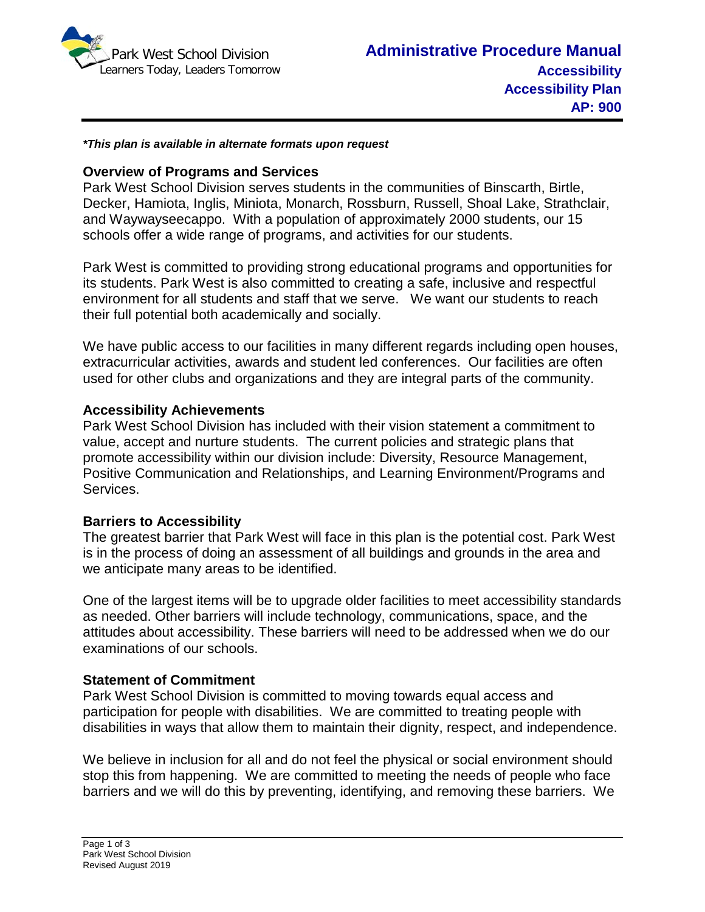*\*This plan is available in alternate formats upon request*

## Overview of Programs and Services

Park West School Division serves students in the communities of Binscarth, Birtle, Decker, Hamiota, Inglis, Miniota, Monarch, Rossburn, Russell, Shoal Lake, Strathclair, and Waywayseecappo. With a population of approximately 2000 students, our 15 schools offer a wide range of programs, and activities for our students.

Park West is committed to providing strong educational programs and opportunities for its students. Park West is also committed to creating a safe, inclusive and respectful environment for all students and staff that we serve. We want our students to reach their full potential both academically and socially.

We have public access to our facilities in many different regards including open houses, extracurricular activities, awards and student led conferences. Our facilities are often used for other clubs and organizations and they are integral parts of the community.

## Accessibility Achievements

Park West School Division has included with their vision statement a commitment to value, accept and nurture students. The current policies and strategic plans that promote accessibility within our division include: Diversity, Resource Management, Positive Communication and Relationships, and Learning Environment/Programs and Services.

## Barriers to Accessibility

The greatest barrier that Park West will face in this plan is the potential cost. Park West is in the process of doing an assessment of all buildings and grounds in the area and we anticipate many areas to be identified.

One of the largest items will be to upgrade older facilities to meet accessibility standards as needed. Other barriers will include technology, communications, space, and the attitudes about accessibility. These barriers will need to be addressed when we do our examinations of our schools.

## Statement of Commitment

Park West School Division is committed to moving towards equal access and participation for people with disabilities. We are committed to treating people with disabilities in ways that allow them to maintain their dignity, respect, and independence.

We believe in inclusion for all and do not feel the physical or social environment should stop this from happening. We are committed to meeting the needs of people who face barriers and we will do this by preventing, identifying, and removing these barriers. We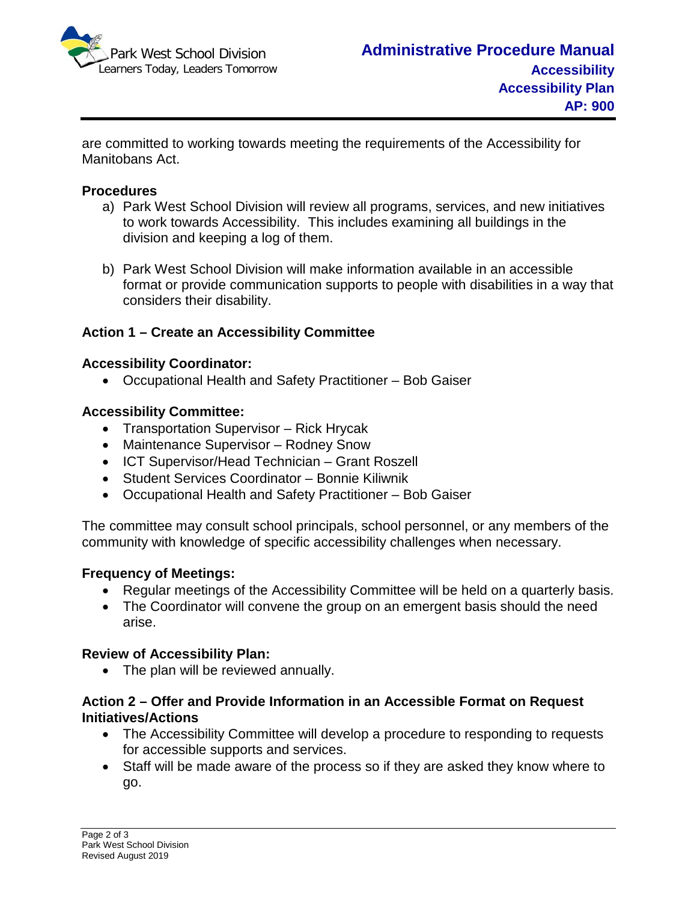are committed to working towards meeting the requirements of the Accessibility for Manitobans Act.

**Procedures**

a) Park West School Division will review all programs, services, and new initiatives to work towards Accessibility. This includes examining all buildings in the division and keeping a log of them.

b) Park West School Division will make information available in an accessible format or provide communication supports to people with disabilities in a way that considers their disability.

**Action 1 – Create an Accessibility Committee**

**Accessibility Coordinator:**

- Occupational Health and Safety Practitioner – Bob Gaiser

**Accessibility Committee:**

- Transportation Supervisor – Rick Hrycak
- Maintenance Supervisor – Rodney Snow
- ICT Supervisor/Head Technician – Grant Roszell
- Student Services Coordinator – Bonnie Kiliwnik
- Occupational Health and Safety Practitioner – Bob Gaiser

The committee may consult school principals, school personnel, or any members of the community with knowledge of specific accessibility challenges when necessary.

**Frequency of Meetings:**

- Regular meetings of the Accessibility Committee will be held on a quarterly basis.
- The Coordinator will convene the group on an emergent basis should the need arise.

**Review of Accessibility Plan:**

- The plan will be reviewed annually.

**Action 2 – Offer and Provide Information in an Accessible Format on Request Initiatives/Actions**

- The Accessibility Committee will develop a procedure to responding to requests for accessible supports and services.
- Staff will be made aware of the process so if they are asked they know where to go.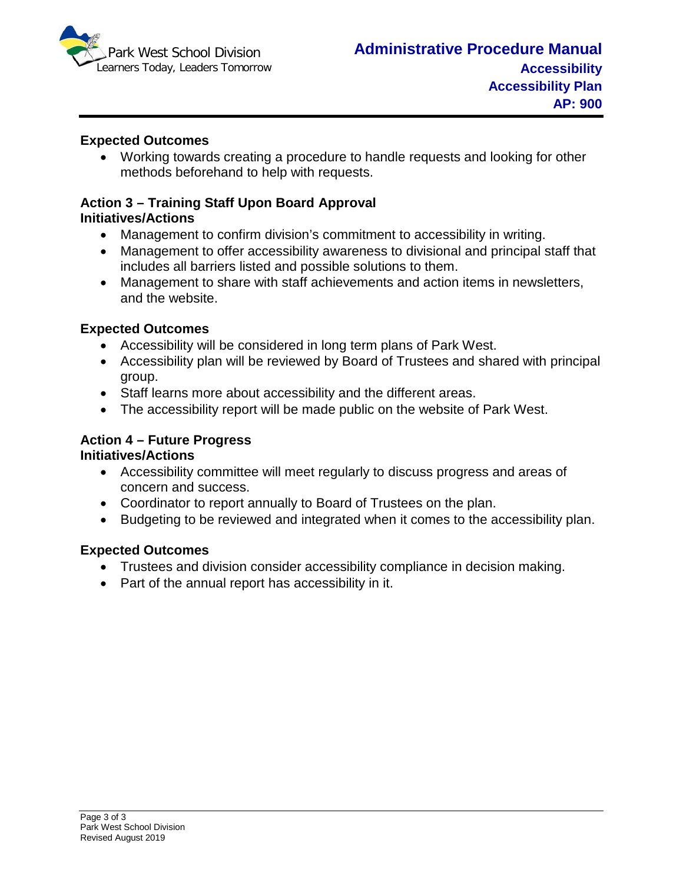**Expected Outcomes**

- Working towards creating a procedure to handle requests and looking for other methods beforehand to help with requests.

**Action 3 – Training Staff Upon Board Approval**
**Initiatives/Actions**

- Management to confirm division's commitment to accessibility in writing.
- Management to offer accessibility awareness to divisional and principal staff that includes all barriers listed and possible solutions to them.
- Management to share with staff achievements and action items in newsletters, and the website.

**Expected Outcomes**

- Accessibility will be considered in long term plans of Park West.
- Accessibility plan will be reviewed by Board of Trustees and shared with principal group.
- Staff learns more about accessibility and the different areas.
- The accessibility report will be made public on the website of Park West.

**Action 4 – Future Progress**
**Initiatives/Actions**

- Accessibility committee will meet regularly to discuss progress and areas of concern and success.
- Coordinator to report annually to Board of Trustees on the plan.
- Budgeting to be reviewed and integrated when it comes to the accessibility plan.

**Expected Outcomes**

- Trustees and division consider accessibility compliance in decision making.
- Part of the annual report has accessibility in it.